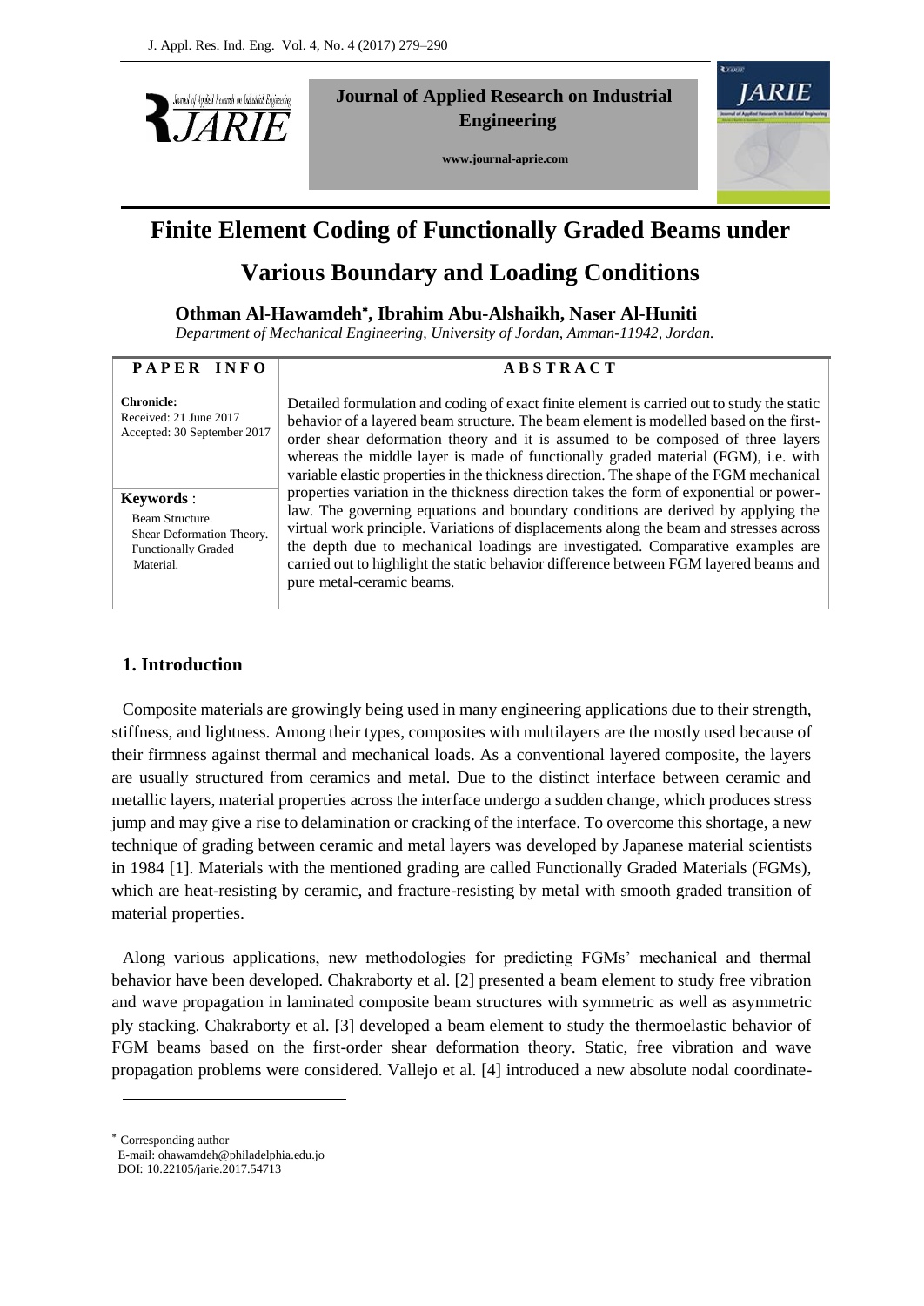**Journal of Applied Research on Industrial Engineering**

**www.journal-aprie.com**

# Finite Element Coding of Functionally Graded Beams under Various Boundary and Loading Conditions

**Othman Al-Hawamdeh*, Ibrahim Abu-Alshaikh, Naser Al-Huniti**

*Department of Mechanical Engineering, University of Jordan, Amman-11942, Jordan.*

| PAPER INFO | ABSTRACT |
|---|---|
| **Chronicle:** Received: 21 June 2017 Accepted: 30 September 2017 <br><br> **Keywords**: Beam Structure. Shear Deformation Theory. Functionally Graded Material. | Detailed formulation and coding of exact finite element is carried out to study the static behavior of a layered beam structure. The beam element is modelled based on the first-order shear deformation theory and it is assumed to be composed of three layers whereas the middle layer is made of functionally graded material (FGM), i.e. with variable elastic properties in the thickness direction. The shape of the FGM mechanical properties variation in the thickness direction takes the form of exponential or power-law. The governing equations and boundary conditions are derived by applying the virtual work principle. Variations of displacements along the beam and stresses across the depth due to mechanical loadings are investigated. Comparative examples are carried out to highlight the static behavior difference between FGM layered beams and pure metal-ceramic beams. |

## 1. Introduction

Composite materials are growingly being used in many engineering applications due to their strength, stiffness, and lightness. Among their types, composites with multilayers are the mostly used because of their firmness against thermal and mechanical loads. As a conventional layered composite, the layers are usually structured from ceramics and metal. Due to the distinct interface between ceramic and metallic layers, material properties across the interface undergo a sudden change, which produces stress jump and may give a rise to delamination or cracking of the interface. To overcome this shortage, a new technique of grading between ceramic and metal layers was developed by Japanese material scientists in 1984 [1]. Materials with the mentioned grading are called Functionally Graded Materials (FGMs), which are heat-resisting by ceramic, and fracture-resisting by metal with smooth graded transition of material properties.

Along various applications, new methodologies for predicting FGMs' mechanical and thermal behavior have been developed. Chakraborty et al. [2] presented a beam element to study free vibration and wave propagation in laminated composite beam structures with symmetric as well as asymmetric ply stacking. Chakraborty et al. [3] developed a beam element to study the thermoelastic behavior of FGM beams based on the first-order shear deformation theory. Static, free vibration and wave propagation problems were considered. Vallejo et al. [4] introduced a new absolute nodal coordinate-

---

* Corresponding author
E-mail: ohawamdeh@philadelphia.edu.jo
DOI: 10.22105/jarie.2017.54713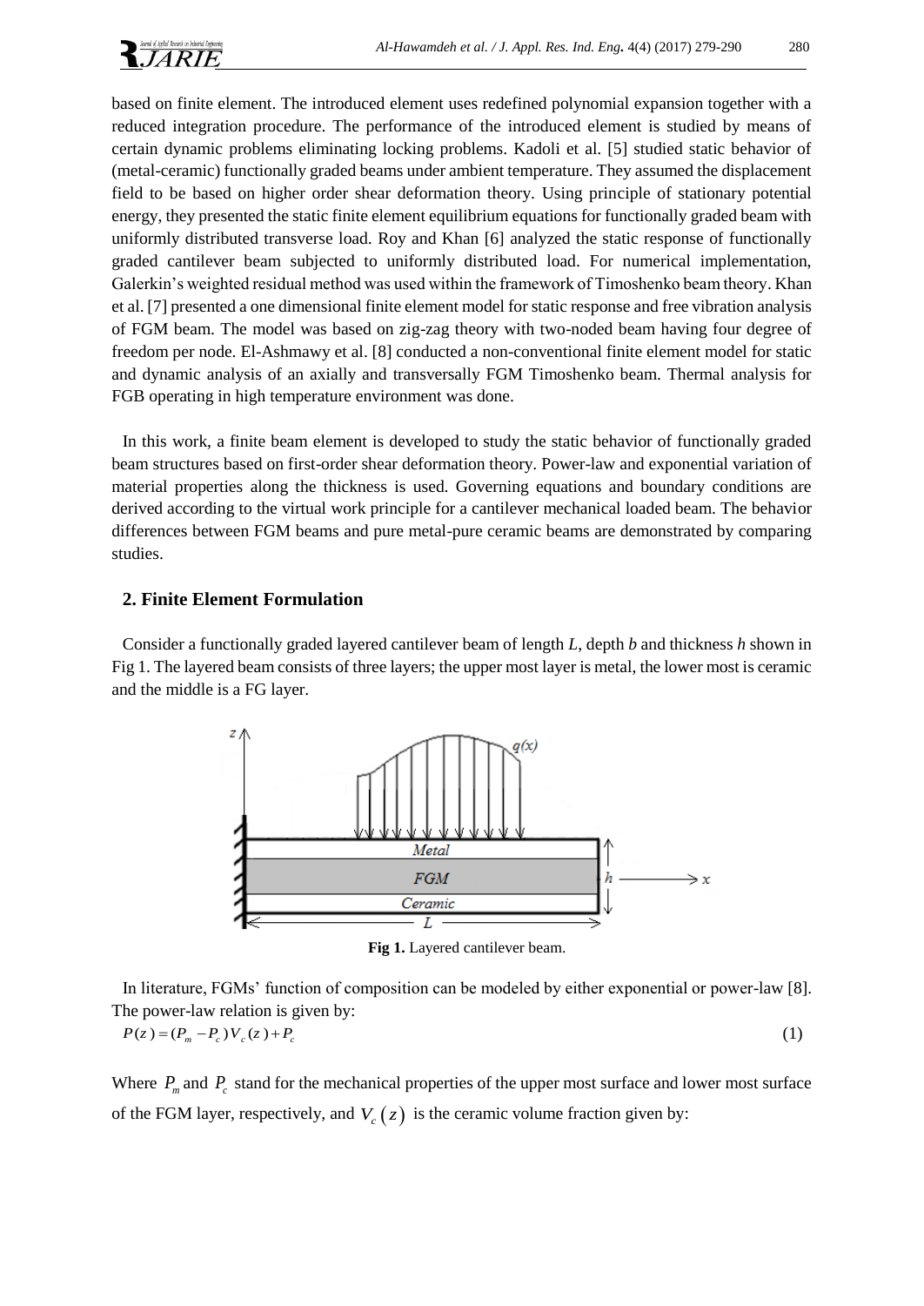based on finite element. The introduced element uses redefined polynomial expansion together with a reduced integration procedure. The performance of the introduced element is studied by means of certain dynamic problems eliminating locking problems. Kadoli et al. [5] studied static behavior of (metal-ceramic) functionally graded beams under ambient temperature. They assumed the displacement field to be based on higher order shear deformation theory. Using principle of stationary potential energy, they presented the static finite element equilibrium equations for functionally graded beam with uniformly distributed transverse load. Roy and Khan [6] analyzed the static response of functionally graded cantilever beam subjected to uniformly distributed load. For numerical implementation, Galerkin's weighted residual method was used within the framework of Timoshenko beam theory. Khan et al. [7] presented a one dimensional finite element model for static response and free vibration analysis of FGM beam. The model was based on zig-zag theory with two-noded beam having four degree of freedom per node. El-Ashmawy et al. [8] conducted a non-conventional finite element model for static and dynamic analysis of an axially and transversally FGM Timoshenko beam. Thermal analysis for FGB operating in high temperature environment was done.

In this work, a finite beam element is developed to study the static behavior of functionally graded beam structures based on first-order shear deformation theory. Power-law and exponential variation of material properties along the thickness is used. Governing equations and boundary conditions are derived according to the virtual work principle for a cantilever mechanical loaded beam. The behavior differences between FGM beams and pure metal-pure ceramic beams are demonstrated by comparing studies.

## 2. Finite Element Formulation

Consider a functionally graded layered cantilever beam of length $L$, depth $b$ and thickness $h$ shown in Fig 1. The layered beam consists of three layers; the upper most layer is metal, the lower most is ceramic and the middle is a FG layer.

**Fig 1.** Layered cantilever beam.

In literature, FGMs' function of composition can be modeled by either exponential or power-law [8]. The power-law relation is given by:

$$P(z) = (P_m - P_c)V_c(z) + P_c \tag{1}$$

Where $P_m$ and $P_c$ stand for the mechanical properties of the upper most surface and lower most surface of the FGM layer, respectively, and $V_c(z)$ is the ceramic volume fraction given by: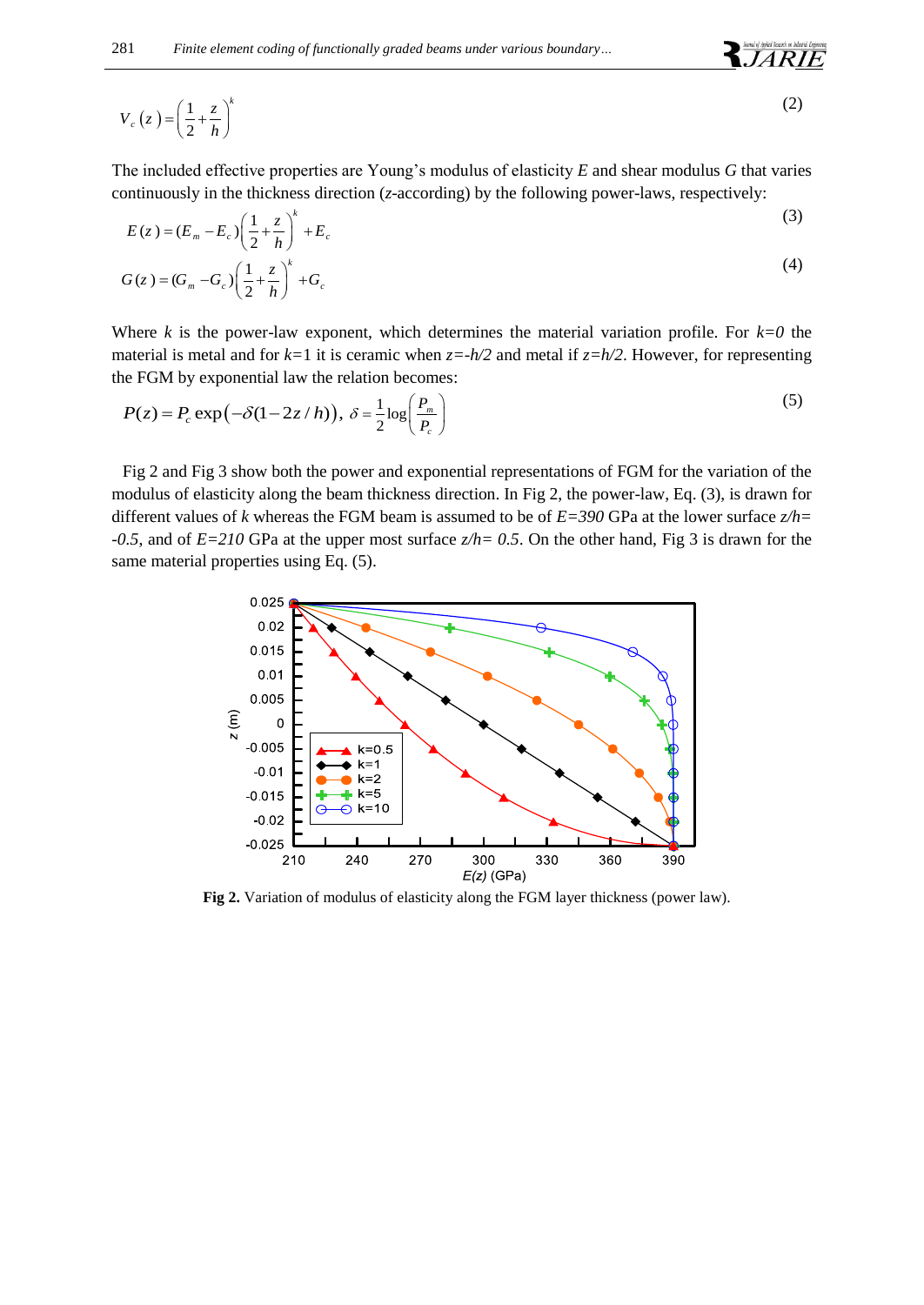$$V_c(z) = \left(\frac{1}{2} + \frac{z}{h}\right)^k \tag{2}$$

The included effective properties are Young's modulus of elasticity $E$ and shear modulus $G$ that varies continuously in the thickness direction ($z$-according) by the following power-laws, respectively:

$$E(z) = (E_m - E_c)\left(\frac{1}{2} + \frac{z}{h}\right)^k + E_c \tag{3}$$

$$G(z) = (G_m - G_c)\left(\frac{1}{2} + \frac{z}{h}\right)^k + G_c \tag{4}$$

Where $k$ is the power-law exponent, which determines the material variation profile. For $k=0$ the material is metal and for $k=1$ it is ceramic when $z=-h/2$ and metal if $z=h/2$. However, for representing the FGM by exponential law the relation becomes:

$$P(z) = P_c \exp\left(-\delta(1-2z/h)\right),\ \delta = \frac{1}{2}\log\left(\frac{P_m}{P_c}\right) \tag{5}$$

Fig 2 and Fig 3 show both the power and exponential representations of FGM for the variation of the modulus of elasticity along the beam thickness direction. In Fig 2, the power-law, Eq. (3), is drawn for different values of $k$ whereas the FGM beam is assumed to be of $E=390$ GPa at the lower surface $z/h=-0.5$, and of $E=210$ GPa at the upper most surface $z/h=0.5$. On the other hand, Fig 3 is drawn for the same material properties using Eq. (5).

**Fig 2.** Variation of modulus of elasticity along the FGM layer thickness (power law).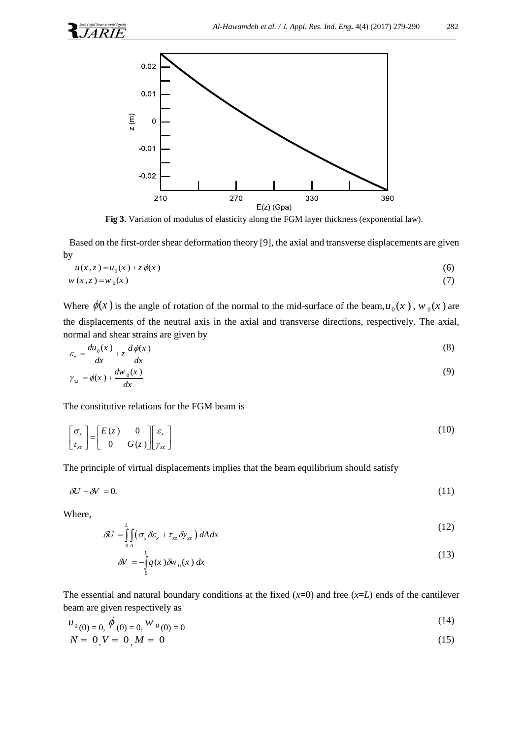**Fig 3.** Variation of modulus of elasticity along the FGM layer thickness (exponential law).

Based on the first-order shear deformation theory [9], the axial and transverse displacements are given by

$$u(x,z) = u_0(x) + z\,\phi(x) \tag{6}$$

$$w(x,z) = w_0(x) \tag{7}$$

Where $\phi(x)$ is the angle of rotation of the normal to the mid-surface of the beam, $u_0(x)$, $w_0(x)$ are the displacements of the neutral axis in the axial and transverse directions, respectively. The axial, normal and shear strains are given by

$$\varepsilon_x = \frac{du_0(x)}{dx} + z\,\frac{d\phi(x)}{dx} \tag{8}$$

$$\gamma_{xz} = \phi(x) + \frac{dw_0(x)}{dx} \tag{9}$$

The constitutive relations for the FGM beam is

$$\begin{bmatrix} \sigma_x \\ \tau_{xz} \end{bmatrix} = \begin{bmatrix} E(z) & 0 \\ 0 & G(z) \end{bmatrix} \begin{bmatrix} \varepsilon_x \\ \gamma_{xz} \end{bmatrix} \tag{10}$$

The principle of virtual displacements implies that the beam equilibrium should satisfy

$$\delta U + \delta V = 0. \tag{11}$$

Where,

$$\delta U = \int_0^L \int_A \left( \sigma_x \delta\varepsilon_x + \tau_{xz} \delta\gamma_{xz} \right) dA\,dx \tag{12}$$

$$\delta V = -\int_0^L q(x)\,\delta w_0(x)\,dx \tag{13}$$

The essential and natural boundary conditions at the fixed ($x$=0) and free ($x$=$L$) ends of the cantilever beam are given respectively as

$$u_0(0) = 0,\ \phi(0) = 0,\ w_0(0) = 0 \tag{14}$$

$$N = 0,\ V = 0,\ M = 0 \tag{15}$$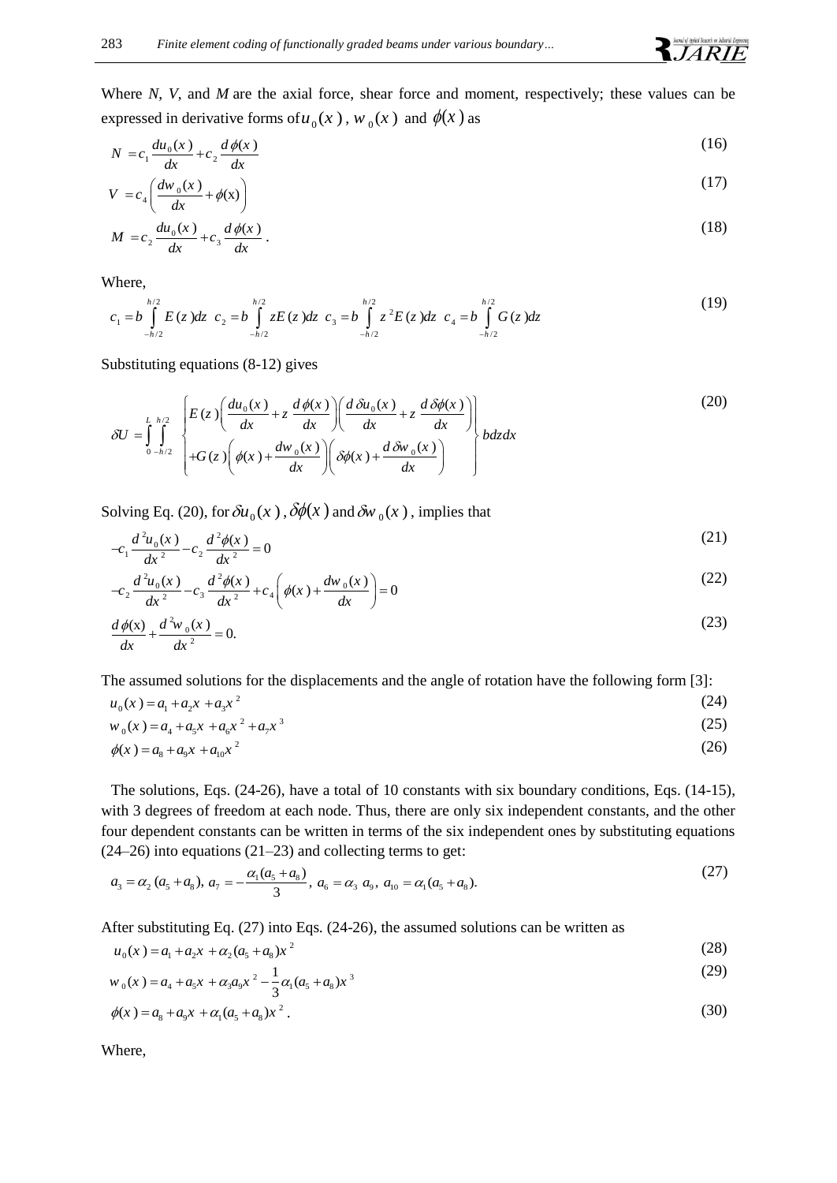Where $N$, $V$, and $M$ are the axial force, shear force and moment, respectively; these values can be expressed in derivative forms of $u_0(x)$, $w_0(x)$ and $\phi(x)$ as

$$N = c_1 \frac{du_0(x)}{dx} + c_2 \frac{d\phi(x)}{dx} \tag{16}$$

$$V = c_4 \left( \frac{dw_0(x)}{dx} + \phi(\mathrm{x}) \right) \tag{17}$$

$$M = c_2 \frac{du_0(x)}{dx} + c_3 \frac{d\phi(x)}{dx}. \tag{18}$$

Where,

$$c_1 = b \int_{-h/2}^{h/2} E(z)dz \quad c_2 = b \int_{-h/2}^{h/2} zE(z)dz \quad c_3 = b \int_{-h/2}^{h/2} z^2 E(z)dz \quad c_4 = b \int_{-h/2}^{h/2} G(z)dz \tag{19}$$

Substituting equations (8-12) gives

$$\delta U = \int_0^L \int_{-h/2}^{h/2} \left\{ \begin{aligned} & E(z) \left( \frac{du_0(x)}{dx} + z \frac{d\phi(x)}{dx} \right) \left( \frac{d\delta u_0(x)}{dx} + z \frac{d\delta\phi(x)}{dx} \right) \\ & + G(z) \left( \phi(x) + \frac{dw_0(x)}{dx} \right) \left( \delta\phi(x) + \frac{d\delta w_0(x)}{dx} \right) \end{aligned} \right\} bdzdx \tag{20}$$

Solving Eq. (20), for $\delta u_0(x)$, $\delta\phi(x)$ and $\delta w_0(x)$, implies that

$$-c_1 \frac{d^2 u_0(x)}{dx^2} - c_2 \frac{d^2\phi(x)}{dx^2} = 0 \tag{21}$$

$$-c_2 \frac{d^2 u_0(x)}{dx^2} - c_3 \frac{d^2\phi(x)}{dx^2} + c_4 \left( \phi(x) + \frac{dw_0(x)}{dx} \right) = 0 \tag{22}$$

$$\frac{d\phi(\mathrm{x})}{dx} + \frac{d^2 w_0(x)}{dx^2} = 0. \tag{23}$$

The assumed solutions for the displacements and the angle of rotation have the following form [3]:

$$u_0(x) = a_1 + a_2 x + a_3 x^2 \tag{24}$$

$$w_0(x) = a_4 + a_5 x + a_6 x^2 + a_7 x^3 \tag{25}$$

$$\phi(x) = a_8 + a_9 x + a_{10} x^2 \tag{26}$$

The solutions, Eqs. (24-26), have a total of 10 constants with six boundary conditions, Eqs. (14-15), with 3 degrees of freedom at each node. Thus, there are only six independent constants, and the other four dependent constants can be written in terms of the six independent ones by substituting equations (24–26) into equations (21–23) and collecting terms to get:

$$a_3 = \alpha_2 (a_5 + a_8),\ a_7 = -\frac{\alpha_1 (a_5 + a_8)}{3},\ a_6 = \alpha_3\ a_9,\ a_{10} = \alpha_1 (a_5 + a_8). \tag{27}$$

After substituting Eq. (27) into Eqs. (24-26), the assumed solutions can be written as

$$u_0(x) = a_1 + a_2 x + \alpha_2 (a_5 + a_8) x^2 \tag{28}$$

$$w_0(x) = a_4 + a_5 x + \alpha_3 a_9 x^2 - \frac{1}{3} \alpha_1 (a_5 + a_8) x^3 \tag{29}$$

$$\phi(x) = a_8 + a_9 x + \alpha_1 (a_5 + a_8) x^2. \tag{30}$$

Where,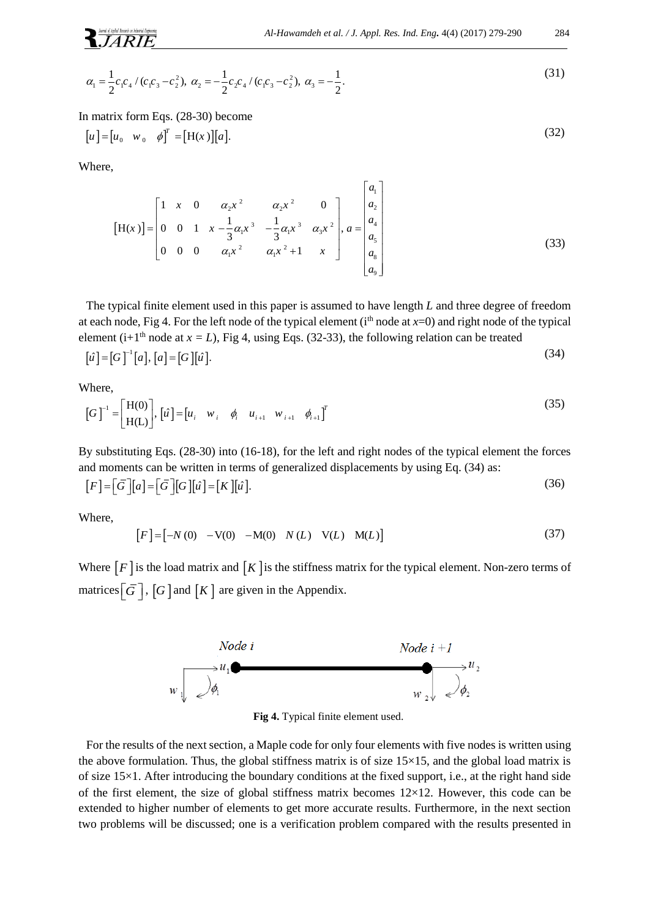$$\alpha_1 = \frac{1}{2}c_1c_4/(c_1c_3 - c_2^2),\ \alpha_2 = -\frac{1}{2}c_2c_4/(c_1c_3 - c_2^2),\ \alpha_3 = -\frac{1}{2}. \tag{31}$$

In matrix form Eqs. (28-30) become

$$[u] = [u_0 \quad w_0 \quad \phi]^T = [\mathrm{H}(x)][a]. \tag{32}$$

Where,

$$[\mathrm{H}(x)] = \begin{bmatrix} 1 & x & 0 & \alpha_2 x^2 & \alpha_2 x^2 & 0 \\ 0 & 0 & 1 & x - \frac{1}{3}\alpha_1 x^3 & -\frac{1}{3}\alpha_1 x^3 & \alpha_3 x^2 \\ 0 & 0 & 0 & \alpha_1 x^2 & \alpha_1 x^2 + 1 & x \end{bmatrix},\ a = \begin{bmatrix} a_1 \\ a_2 \\ a_4 \\ a_5 \\ a_8 \\ a_9 \end{bmatrix} \tag{33}$$

The typical finite element used in this paper is assumed to have length $L$ and three degree of freedom at each node, Fig 4. For the left node of the typical element (i[th] node at $x$=0) and right node of the typical element (i+1[th] node at $x = L$), Fig 4, using Eqs. (32-33), the following relation can be treated

$$[\hat{u}] = [G]^{-1}[a],\ [a] = [G][\hat{u}]. \tag{34}$$

Where,

$$[G]^{-1} = \begin{bmatrix} \mathrm{H}(0) \\ \mathrm{H(L)} \end{bmatrix},\ [\hat{u}] = [u_i \quad w_i \quad \phi_i \quad u_{i+1} \quad w_{i+1} \quad \phi_{i+1}]^T \tag{35}$$

By substituting Eqs. (28-30) into (16-18), for the left and right nodes of the typical element the forces and moments can be written in terms of generalized displacements by using Eq. (34) as:

$$[F] = [\bar{G}][a] = [\bar{G}][G][\hat{u}] = [K][\hat{u}]. \tag{36}$$

Where,

$$[F] = [-N(0) \quad -\mathrm{V}(0) \quad -\mathrm{M}(0) \quad N(L) \quad \mathrm{V}(L) \quad \mathrm{M}(L)] \tag{37}$$

Where $[F]$ is the load matrix and $[K]$ is the stiffness matrix for the typical element. Non-zero terms of matrices $[\bar{G}]$, $[G]$ and $[K]$ are given in the Appendix.

**Fig 4.** Typical finite element used.

For the results of the next section, a Maple code for only four elements with five nodes is written using the above formulation. Thus, the global stiffness matrix is of size 15×15, and the global load matrix is of size 15×1. After introducing the boundary conditions at the fixed support, i.e., at the right hand side of the first element, the size of global stiffness matrix becomes 12×12. However, this code can be extended to higher number of elements to get more accurate results. Furthermore, in the next section two problems will be discussed; one is a verification problem compared with the results presented in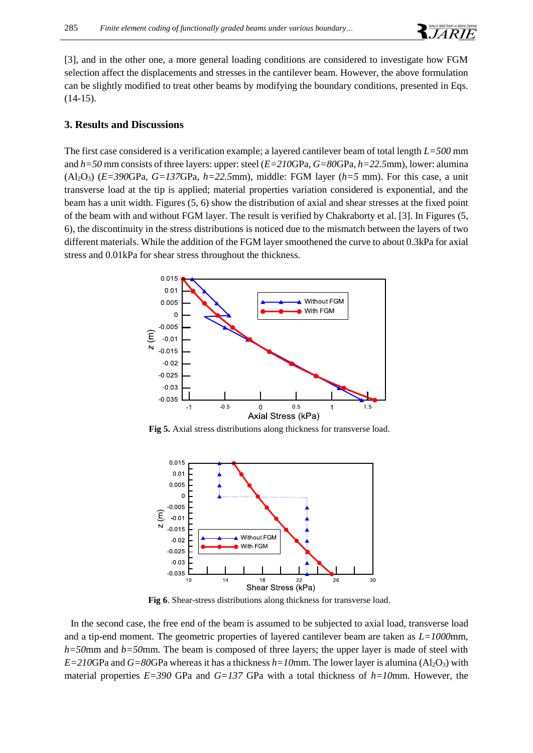[3], and in the other one, a more general loading conditions are considered to investigate how FGM selection affect the displacements and stresses in the cantilever beam. However, the above formulation can be slightly modified to treat other beams by modifying the boundary conditions, presented in Eqs. (14-15).

### 3. Results and Discussions

The first case considered is a verification example; a layered cantilever beam of total length $L=500$ mm and $h=50$ mm consists of three layers: upper: steel ($E=210$GPa, $G=80$GPa, $h=22.5$mm), lower: alumina ($Al_2O_3$) ($E=390$GPa, $G=137$GPa, $h=22.5$mm), middle: FGM layer ($h=5$ mm). For this case, a unit transverse load at the tip is applied; material properties variation considered is exponential, and the beam has a unit width. Figures (5, 6) show the distribution of axial and shear stresses at the fixed point of the beam with and without FGM layer. The result is verified by Chakraborty et al. [3]. In Figures (5, 6), the discontinuity in the stress distributions is noticed due to the mismatch between the layers of two different materials. While the addition of the FGM layer smoothened the curve to about 0.3kPa for axial stress and 0.01kPa for shear stress throughout the thickness.

**Fig 5.** Axial stress distributions along thickness for transverse load.

**Fig 6**. Shear-stress distributions along thickness for transverse load.

In the second case, the free end of the beam is assumed to be subjected to axial load, transverse load and a tip-end moment. The geometric properties of layered cantilever beam are taken as $L=1000$mm, $h=50$mm and $b=50$mm. The beam is composed of three layers; the upper layer is made of steel with $E=210$GPa and $G=80$GPa whereas it has a thickness $h=10$mm. The lower layer is alumina ($Al_2O_3$) with material properties $E=390$ GPa and $G=137$ GPa with a total thickness of $h=10$mm. However, the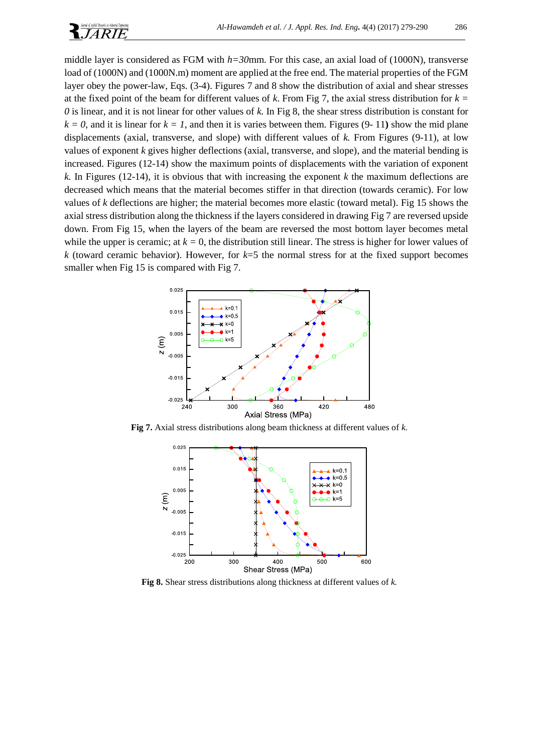middle layer is considered as FGM with $h=30$mm. For this case, an axial load of (1000N), transverse load of (1000N) and (1000N.m) moment are applied at the free end. The material properties of the FGM layer obey the power-law, Eqs. (3-4). Figures 7 and 8 show the distribution of axial and shear stresses at the fixed point of the beam for different values of $k$. From Fig 7, the axial stress distribution for $k = 0$ is linear, and it is not linear for other values of $k$. In Fig 8, the shear stress distribution is constant for $k = 0$, and it is linear for $k = 1$, and then it is varies between them. Figures (9- 11**)** show the mid plane displacements (axial, transverse, and slope) with different values of $k$. From Figures (9-11), at low values of exponent $k$ gives higher deflections (axial, transverse, and slope), and the material bending is increased. Figures (12-14) show the maximum points of displacements with the variation of exponent $k$. In Figures (12-14), it is obvious that with increasing the exponent $k$ the maximum deflections are decreased which means that the material becomes stiffer in that direction (towards ceramic). For low values of $k$ deflections are higher; the material becomes more elastic (toward metal). Fig 15 shows the axial stress distribution along the thickness if the layers considered in drawing Fig 7 are reversed upside down. From Fig 15, when the layers of the beam are reversed the most bottom layer becomes metal while the upper is ceramic; at $k = 0$, the distribution still linear. The stress is higher for lower values of $k$ (toward ceramic behavior). However, for $k$=5 the normal stress for at the fixed support becomes smaller when Fig 15 is compared with Fig 7.

**Fig 7.** Axial stress distributions along beam thickness at different values of $k$.

**Fig 8.** Shear stress distributions along thickness at different values of $k$.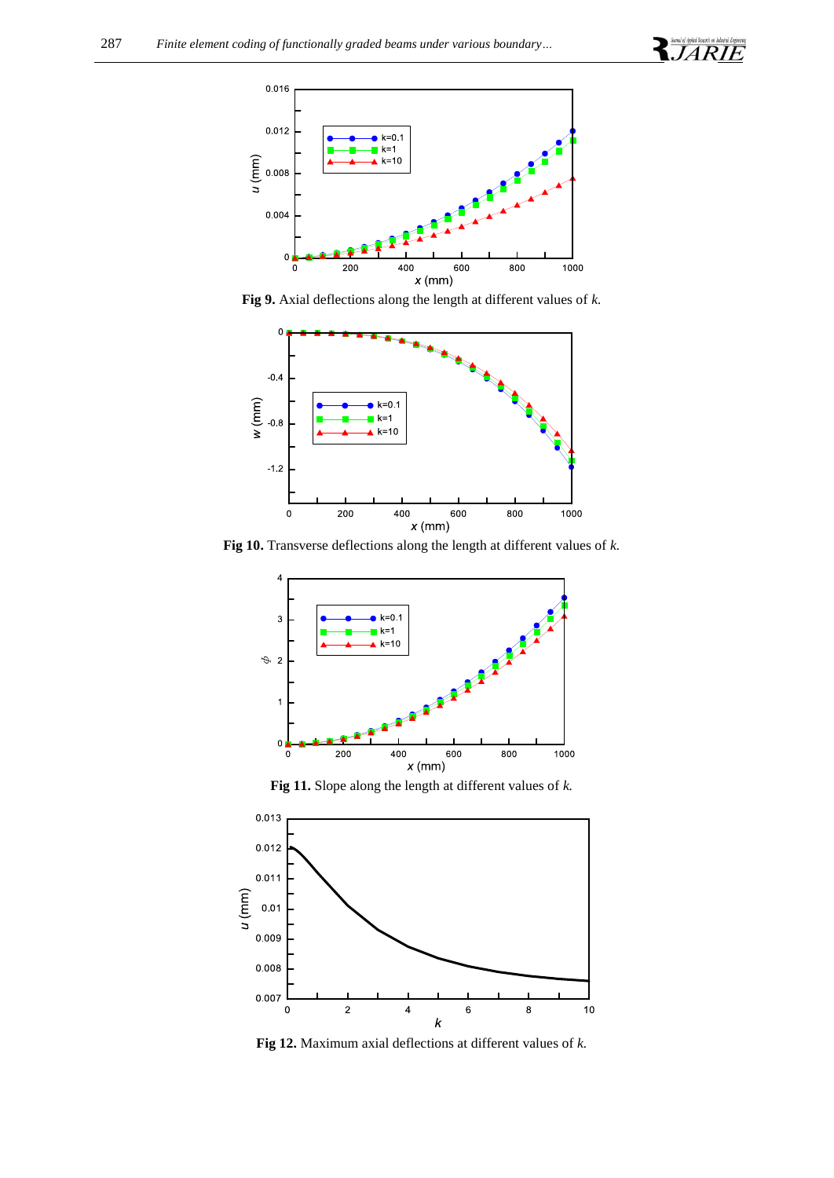**Fig 9.** Axial deflections along the length at different values of *k*.

**Fig 10.** Transverse deflections along the length at different values of *k*.

**Fig 11.** Slope along the length at different values of *k.*

**Fig 12.** Maximum axial deflections at different values of *k*.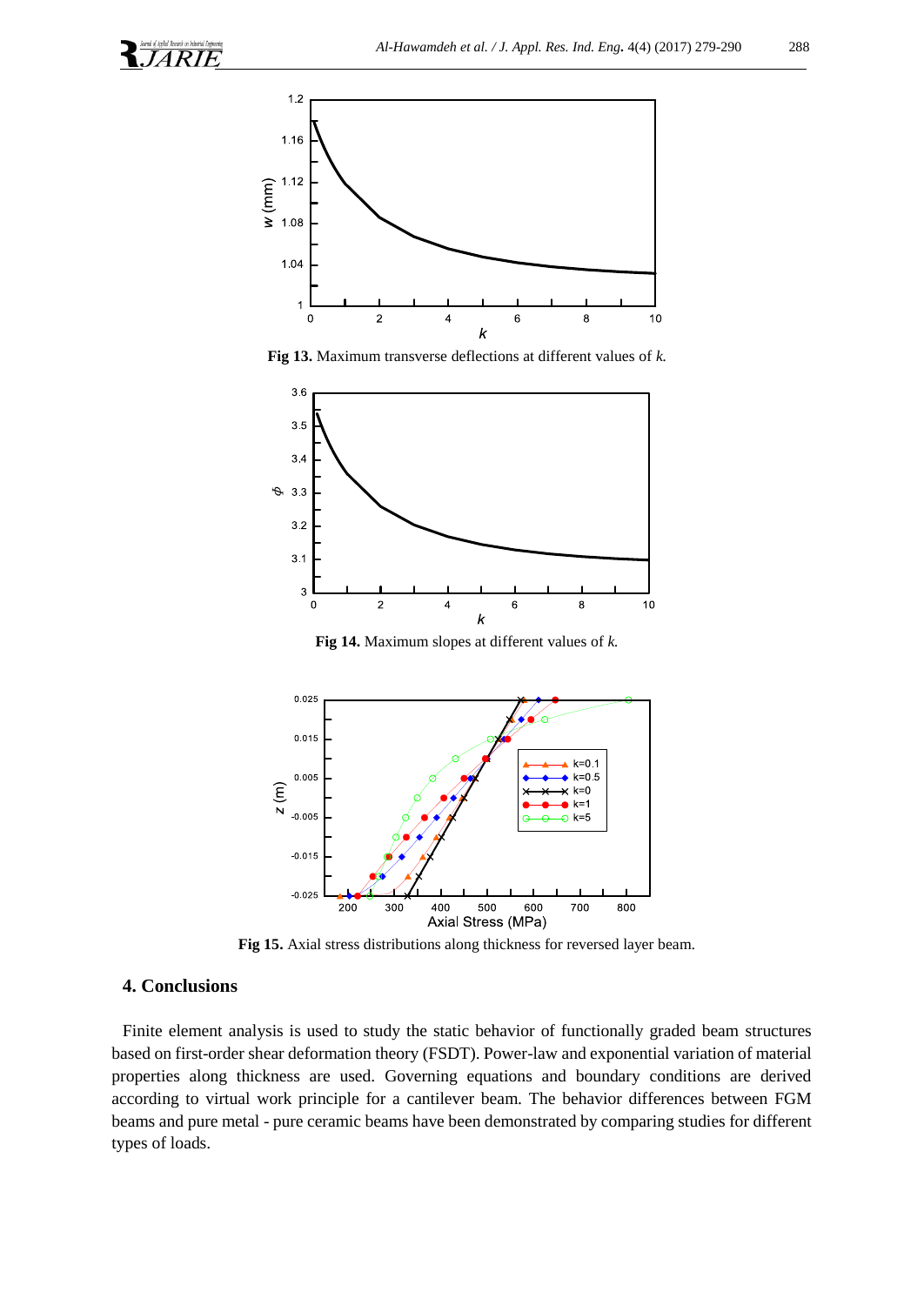**Fig 13.** Maximum transverse deflections at different values of *k.*

**Fig 14.** Maximum slopes at different values of *k.*

**Fig 15.** Axial stress distributions along thickness for reversed layer beam.

## 4. Conclusions

Finite element analysis is used to study the static behavior of functionally graded beam structures based on first-order shear deformation theory (FSDT). Power-law and exponential variation of material properties along thickness are used. Governing equations and boundary conditions are derived according to virtual work principle for a cantilever beam. The behavior differences between FGM beams and pure metal - pure ceramic beams have been demonstrated by comparing studies for different types of loads.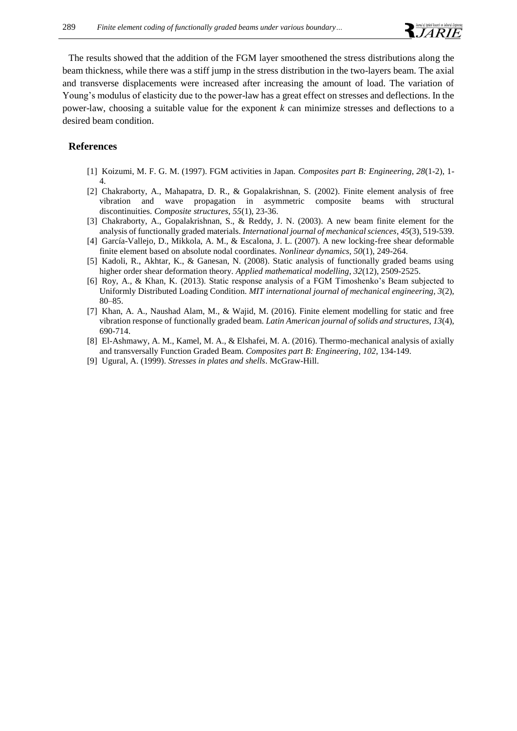The results showed that the addition of the FGM layer smoothened the stress distributions along the beam thickness, while there was a stiff jump in the stress distribution in the two-layers beam. The axial and transverse displacements were increased after increasing the amount of load. The variation of Young's modulus of elasticity due to the power-law has a great effect on stresses and deflections. In the power-law, choosing a suitable value for the exponent $k$ can minimize stresses and deflections to a desired beam condition.

## References

[1] Koizumi, M. F. G. M. (1997). FGM activities in Japan. *Composites part B: Engineering*, *28*(1-2), 1-4.

[2] Chakraborty, A., Mahapatra, D. R., & Gopalakrishnan, S. (2002). Finite element analysis of free vibration and wave propagation in asymmetric composite beams with structural discontinuities. *Composite structures*, *55*(1), 23-36.

[3] Chakraborty, A., Gopalakrishnan, S., & Reddy, J. N. (2003). A new beam finite element for the analysis of functionally graded materials. *International journal of mechanical sciences*, *45*(3), 519-539.

[4] García-Vallejo, D., Mikkola, A. M., & Escalona, J. L. (2007). A new locking-free shear deformable finite element based on absolute nodal coordinates. *Nonlinear dynamics*, *50*(1), 249-264.

[5] Kadoli, R., Akhtar, K., & Ganesan, N. (2008). Static analysis of functionally graded beams using higher order shear deformation theory. *Applied mathematical modelling*, *32*(12), 2509-2525.

[6] Roy, A., & Khan, K. (2013). Static response analysis of a FGM Timoshenko's Beam subjected to Uniformly Distributed Loading Condition. *MIT international journal of mechanical engineering, 3*(2), 80–85.

[7] Khan, A. A., Naushad Alam, M., & Wajid, M. (2016). Finite element modelling for static and free vibration response of functionally graded beam. *Latin American journal of solids and structures*, *13*(4), 690-714.

[8] El-Ashmawy, A. M., Kamel, M. A., & Elshafei, M. A. (2016). Thermo-mechanical analysis of axially and transversally Function Graded Beam. *Composites part B: Engineering*, *102*, 134-149.

[9] Ugural, A. (1999). *Stresses in plates and shells*. McGraw-Hill.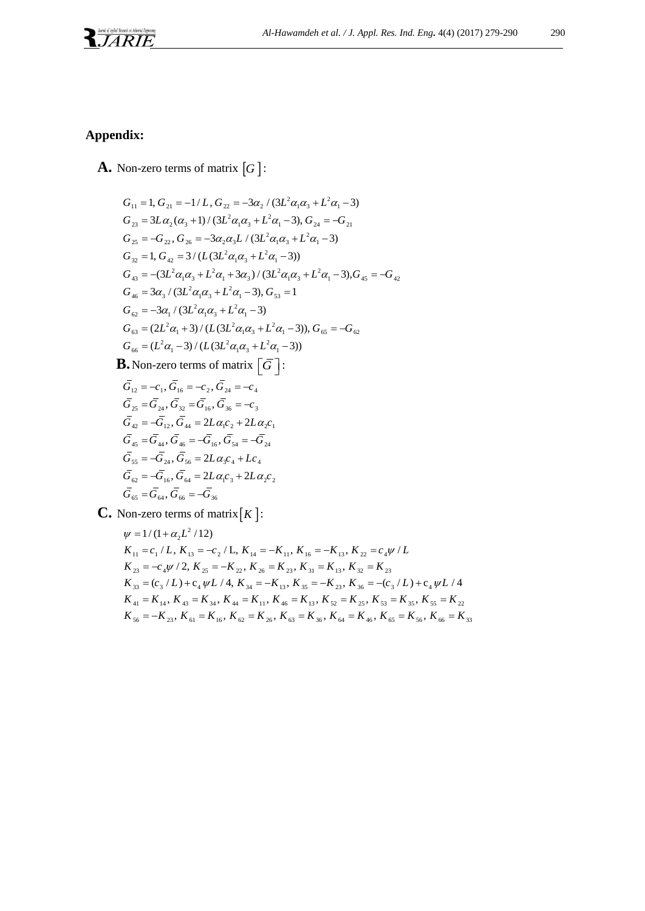## Appendix:

**A.** Non-zero terms of matrix $[G]$:

$$G_{11} = 1,\; G_{21} = -1/L,\; G_{22} = -3\alpha_2/(3L^2\alpha_1\alpha_3 + L^2\alpha_1 - 3)$$
$$G_{23} = 3L\alpha_2(\alpha_3+1)/(3L^2\alpha_1\alpha_3 + L^2\alpha_1 - 3),\; G_{24} = -G_{21}$$
$$G_{25} = -G_{22},\; G_{26} = -3\alpha_2\alpha_3 L/(3L^2\alpha_1\alpha_3 + L^2\alpha_1 - 3)$$
$$G_{32} = 1,\; G_{42} = 3/(L(3L^2\alpha_1\alpha_3 + L^2\alpha_1 - 3))$$
$$G_{43} = -(3L^2\alpha_1\alpha_3 + L^2\alpha_1 + 3\alpha_3)/(3L^2\alpha_1\alpha_3 + L^2\alpha_1 - 3), G_{45} = -G_{42}$$
$$G_{46} = 3\alpha_3/(3L^2\alpha_1\alpha_3 + L^2\alpha_1 - 3),\; G_{53} = 1$$
$$G_{62} = -3\alpha_1/(3L^2\alpha_1\alpha_3 + L^2\alpha_1 - 3)$$
$$G_{63} = (2L^2\alpha_1 + 3)/(L(3L^2\alpha_1\alpha_3 + L^2\alpha_1 - 3)),\; G_{65} = -G_{62}$$
$$G_{66} = (L^2\alpha_1 - 3)/(L(3L^2\alpha_1\alpha_3 + L^2\alpha_1 - 3))$$

**B.** Non-zero terms of matrix $[\bar{G}]$:

$$\bar{G}_{12} = -c_1,\; \bar{G}_{16} = -c_2,\; \bar{G}_{24} = -c_4$$
$$\bar{G}_{25} = \bar{G}_{24},\; \bar{G}_{32} = \bar{G}_{16},\; \bar{G}_{36} = -c_3$$
$$\bar{G}_{42} = -\bar{G}_{12},\; \bar{G}_{44} = 2L\alpha_1 c_2 + 2L\alpha_2 c_1$$
$$\bar{G}_{45} = \bar{G}_{44},\; \bar{G}_{46} = -\bar{G}_{16},\; \bar{G}_{54} = -\bar{G}_{24}$$
$$\bar{G}_{55} = -\bar{G}_{24},\; \bar{G}_{56} = 2L\alpha_3 c_4 + Lc_4$$
$$\bar{G}_{62} = -\bar{G}_{16},\; \bar{G}_{64} = 2L\alpha_1 c_3 + 2L\alpha_2 c_2$$
$$\bar{G}_{65} = \bar{G}_{64},\; \bar{G}_{66} = -\bar{G}_{36}$$

**C.** Non-zero terms of matrix $[K]$:

$$\psi = 1/(1 + \alpha_2 L^2/12)$$
$$K_{11} = c_1/L,\; K_{13} = -c_2/L,\; K_{14} = -K_{11},\; K_{16} = -K_{13},\; K_{22} = c_4\psi/L$$
$$K_{23} = -c_4\psi/2,\; K_{25} = -K_{22},\; K_{26} = K_{23},\; K_{31} = K_{13},\; K_{32} = K_{23}$$
$$K_{33} = (c_3/L) + c_4\psi L/4,\; K_{34} = -K_{13},\; K_{35} = -K_{23},\; K_{36} = -(c_3/L) + c_4\psi L/4$$
$$K_{41} = K_{14},\; K_{43} = K_{34},\; K_{44} = K_{11},\; K_{46} = K_{13},\; K_{52} = K_{25},\; K_{53} = K_{35},\; K_{55} = K_{22}$$
$$K_{56} = -K_{23},\; K_{61} = K_{16},\; K_{62} = K_{26},\; K_{63} = K_{36},\; K_{64} = K_{46},\; K_{65} = K_{56},\; K_{66} = K_{33}$$